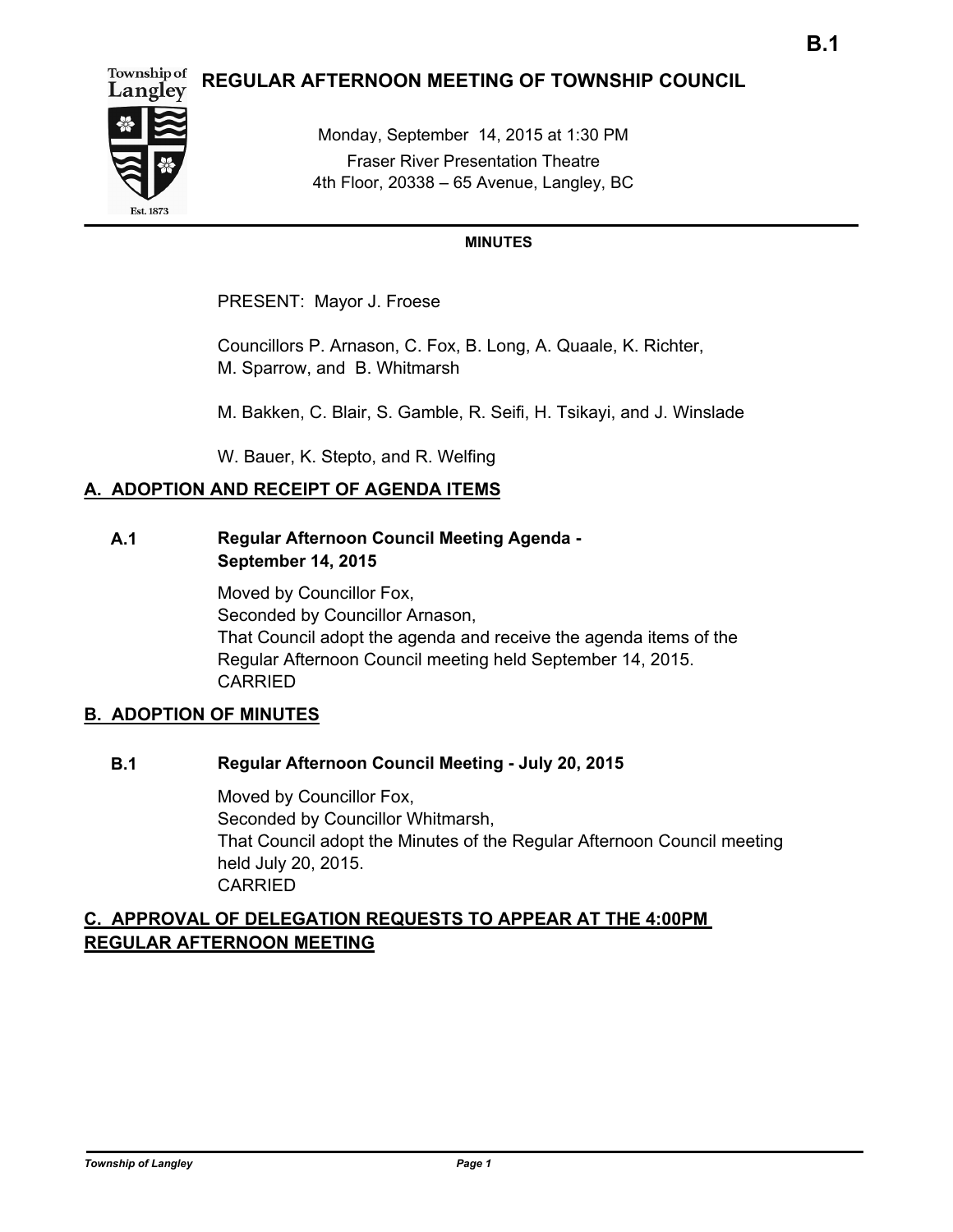B.1

# REGULAR AFTERNOON MEETING OF TOWNSHIP COUNCIL

Monday, September 14, 2015 at 1:30 PM
Fraser River Presentation Theatre
4th Floor, 20338 – 65 Avenue, Langley, BC

**MINUTES**

PRESENT: Mayor J. Froese

Councillors P. Arnason, C. Fox, B. Long, A. Quaale, K. Richter, M. Sparrow, and B. Whitmarsh

M. Bakken, C. Blair, S. Gamble, R. Seifi, H. Tsikayi, and J. Winslade

W. Bauer, K. Stepto, and R. Welfing

## A. ADOPTION AND RECEIPT OF AGENDA ITEMS

### A.1 Regular Afternoon Council Meeting Agenda - September 14, 2015

Moved by Councillor Fox,
Seconded by Councillor Arnason,
That Council adopt the agenda and receive the agenda items of the Regular Afternoon Council meeting held September 14, 2015.
CARRIED

## B. ADOPTION OF MINUTES

### B.1 Regular Afternoon Council Meeting - July 20, 2015

Moved by Councillor Fox,
Seconded by Councillor Whitmarsh,
That Council adopt the Minutes of the Regular Afternoon Council meeting held July 20, 2015.
CARRIED

## C. APPROVAL OF DELEGATION REQUESTS TO APPEAR AT THE 4:00PM REGULAR AFTERNOON MEETING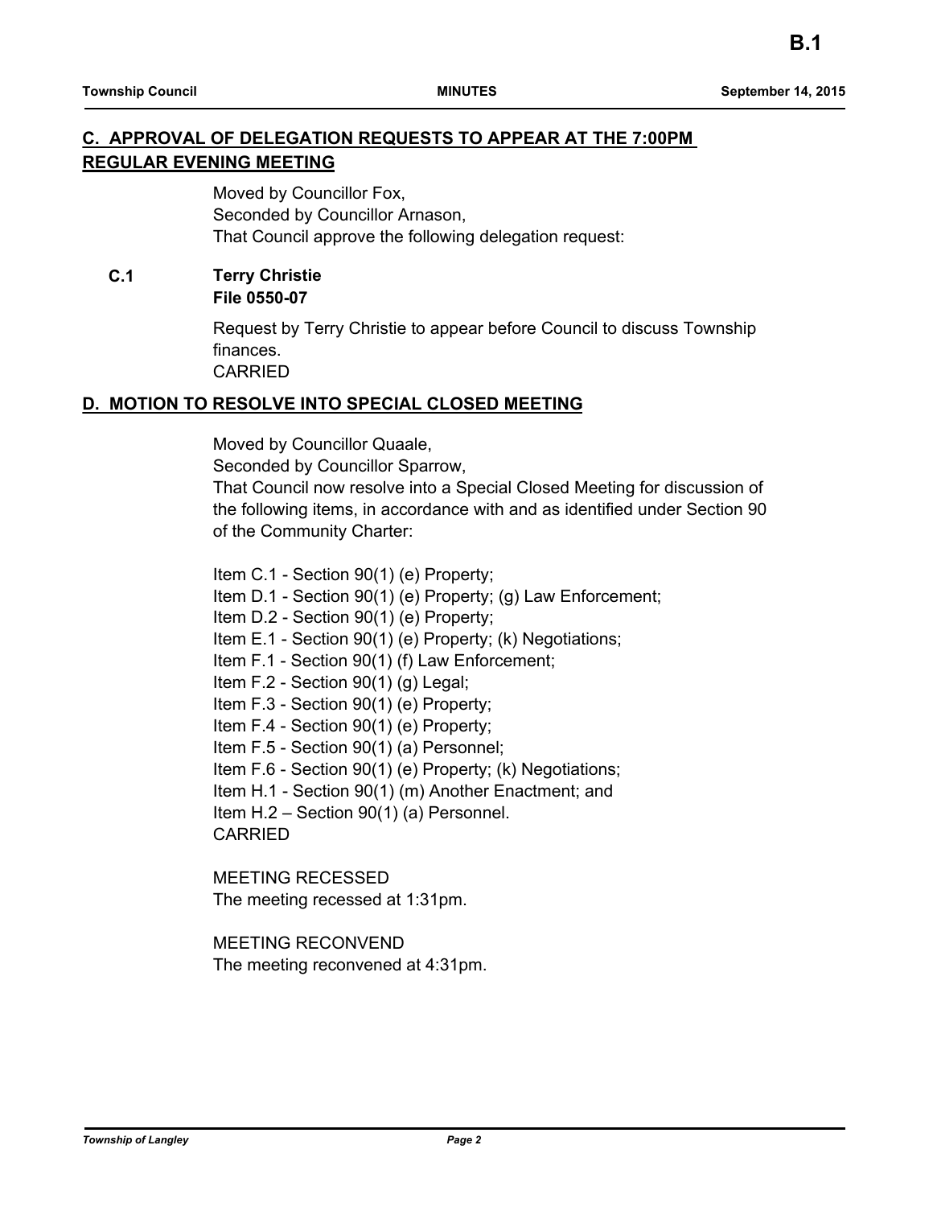## C. APPROVAL OF DELEGATION REQUESTS TO APPEAR AT THE 7:00PM REGULAR EVENING MEETING

Moved by Councillor Fox,
Seconded by Councillor Arnason,
That Council approve the following delegation request:

### C.1 Terry Christie
**File 0550-07**

Request by Terry Christie to appear before Council to discuss Township finances.
CARRIED

## D. MOTION TO RESOLVE INTO SPECIAL CLOSED MEETING

Moved by Councillor Quaale,
Seconded by Councillor Sparrow,
That Council now resolve into a Special Closed Meeting for discussion of the following items, in accordance with and as identified under Section 90 of the Community Charter:

Item C.1 - Section 90(1) (e) Property;
Item D.1 - Section 90(1) (e) Property; (g) Law Enforcement;
Item D.2 - Section 90(1) (e) Property;
Item E.1 - Section 90(1) (e) Property; (k) Negotiations;
Item F.1 - Section 90(1) (f) Law Enforcement;
Item F.2 - Section 90(1) (g) Legal;
Item F.3 - Section 90(1) (e) Property;
Item F.4 - Section 90(1) (e) Property;
Item F.5 - Section 90(1) (a) Personnel;
Item F.6 - Section 90(1) (e) Property; (k) Negotiations;
Item H.1 - Section 90(1) (m) Another Enactment; and
Item H.2 – Section 90(1) (a) Personnel.
CARRIED

MEETING RECESSED
The meeting recessed at 1:31pm.

MEETING RECONVEND
The meeting reconvened at 4:31pm.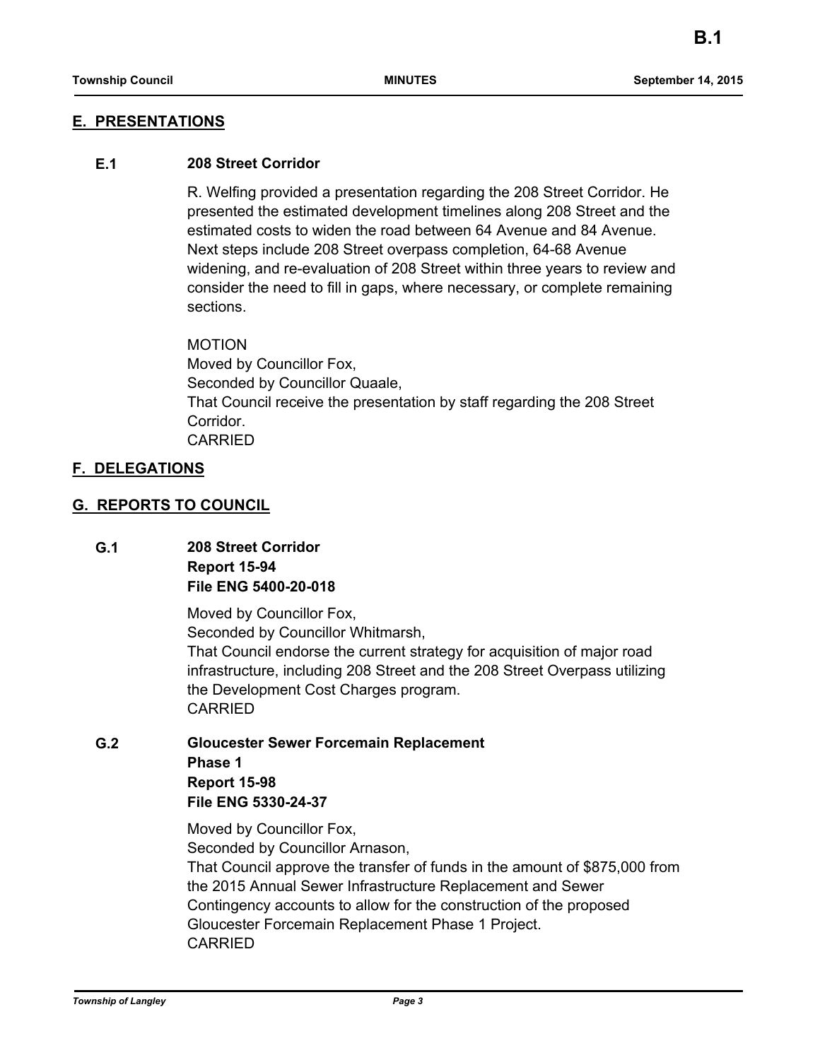## E. PRESENTATIONS

### E.1 208 Street Corridor

R. Welfing provided a presentation regarding the 208 Street Corridor. He presented the estimated development timelines along 208 Street and the estimated costs to widen the road between 64 Avenue and 84 Avenue. Next steps include 208 Street overpass completion, 64-68 Avenue widening, and re-evaluation of 208 Street within three years to review and consider the need to fill in gaps, where necessary, or complete remaining sections.

MOTION
Moved by Councillor Fox,
Seconded by Councillor Quaale,
That Council receive the presentation by staff regarding the 208 Street Corridor.
CARRIED

## F. DELEGATIONS

## G. REPORTS TO COUNCIL

### G.1 208 Street Corridor
**Report 15-94**
**File ENG 5400-20-018**

Moved by Councillor Fox,
Seconded by Councillor Whitmarsh,
That Council endorse the current strategy for acquisition of major road infrastructure, including 208 Street and the 208 Street Overpass utilizing the Development Cost Charges program.
CARRIED

### G.2 Gloucester Sewer Forcemain Replacement Phase 1
**Report 15-98**
**File ENG 5330-24-37**

Moved by Councillor Fox,
Seconded by Councillor Arnason,
That Council approve the transfer of funds in the amount of $875,000 from the 2015 Annual Sewer Infrastructure Replacement and Sewer Contingency accounts to allow for the construction of the proposed Gloucester Forcemain Replacement Phase 1 Project.
CARRIED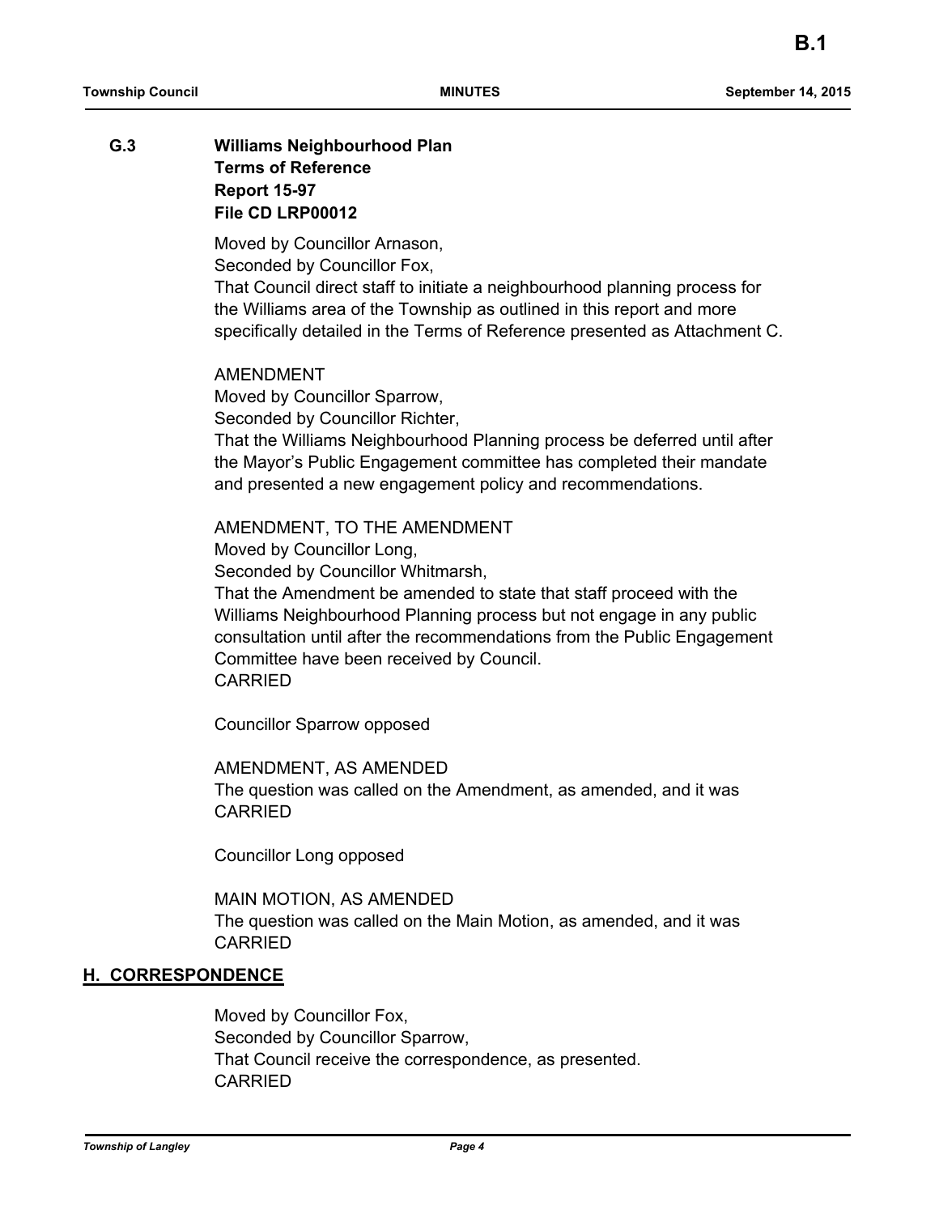**G.3 Williams Neighbourhood Plan**
**Terms of Reference**
**Report 15-97**
**File CD LRP00012**

Moved by Councillor Arnason,
Seconded by Councillor Fox,
That Council direct staff to initiate a neighbourhood planning process for the Williams area of the Township as outlined in this report and more specifically detailed in the Terms of Reference presented as Attachment C.

AMENDMENT
Moved by Councillor Sparrow,
Seconded by Councillor Richter,
That the Williams Neighbourhood Planning process be deferred until after the Mayor's Public Engagement committee has completed their mandate and presented a new engagement policy and recommendations.

AMENDMENT, TO THE AMENDMENT
Moved by Councillor Long,
Seconded by Councillor Whitmarsh,
That the Amendment be amended to state that staff proceed with the Williams Neighbourhood Planning process but not engage in any public consultation until after the recommendations from the Public Engagement Committee have been received by Council.
CARRIED

Councillor Sparrow opposed

AMENDMENT, AS AMENDED
The question was called on the Amendment, as amended, and it was CARRIED

Councillor Long opposed

MAIN MOTION, AS AMENDED
The question was called on the Main Motion, as amended, and it was CARRIED

## H. CORRESPONDENCE

Moved by Councillor Fox,
Seconded by Councillor Sparrow,
That Council receive the correspondence, as presented.
CARRIED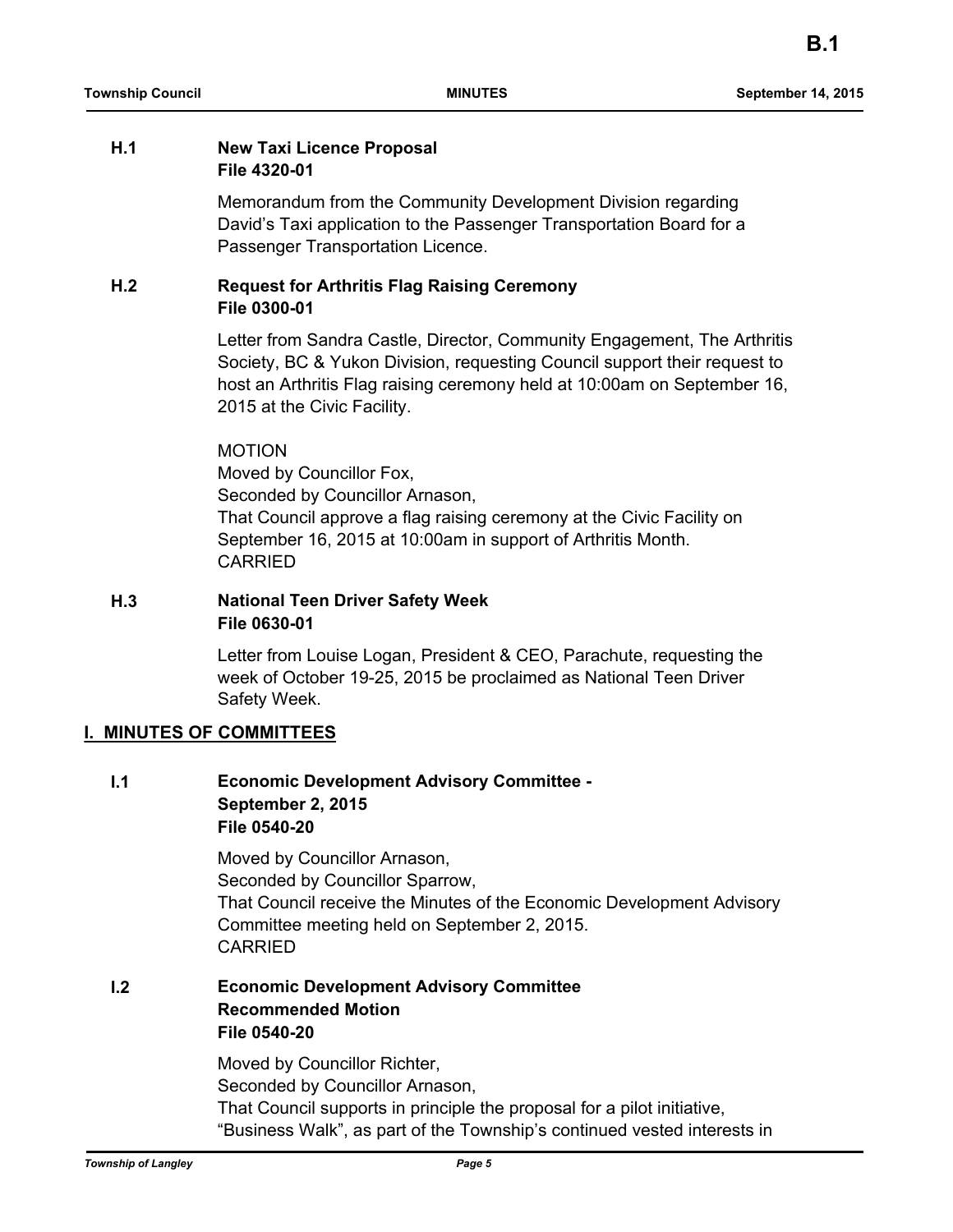### H.1 New Taxi Licence Proposal
**File 4320-01**

Memorandum from the Community Development Division regarding David's Taxi application to the Passenger Transportation Board for a Passenger Transportation Licence.

### H.2 Request for Arthritis Flag Raising Ceremony
**File 0300-01**

Letter from Sandra Castle, Director, Community Engagement, The Arthritis Society, BC & Yukon Division, requesting Council support their request to host an Arthritis Flag raising ceremony held at 10:00am on September 16, 2015 at the Civic Facility.

MOTION
Moved by Councillor Fox,
Seconded by Councillor Arnason,
That Council approve a flag raising ceremony at the Civic Facility on September 16, 2015 at 10:00am in support of Arthritis Month.
CARRIED

### H.3 National Teen Driver Safety Week
**File 0630-01**

Letter from Louise Logan, President & CEO, Parachute, requesting the week of October 19-25, 2015 be proclaimed as National Teen Driver Safety Week.

## I. MINUTES OF COMMITTEES

### I.1 Economic Development Advisory Committee - September 2, 2015
**File 0540-20**

Moved by Councillor Arnason,
Seconded by Councillor Sparrow,
That Council receive the Minutes of the Economic Development Advisory Committee meeting held on September 2, 2015.
CARRIED

### I.2 Economic Development Advisory Committee Recommended Motion
**File 0540-20**

Moved by Councillor Richter,
Seconded by Councillor Arnason,
That Council supports in principle the proposal for a pilot initiative, "Business Walk", as part of the Township's continued vested interests in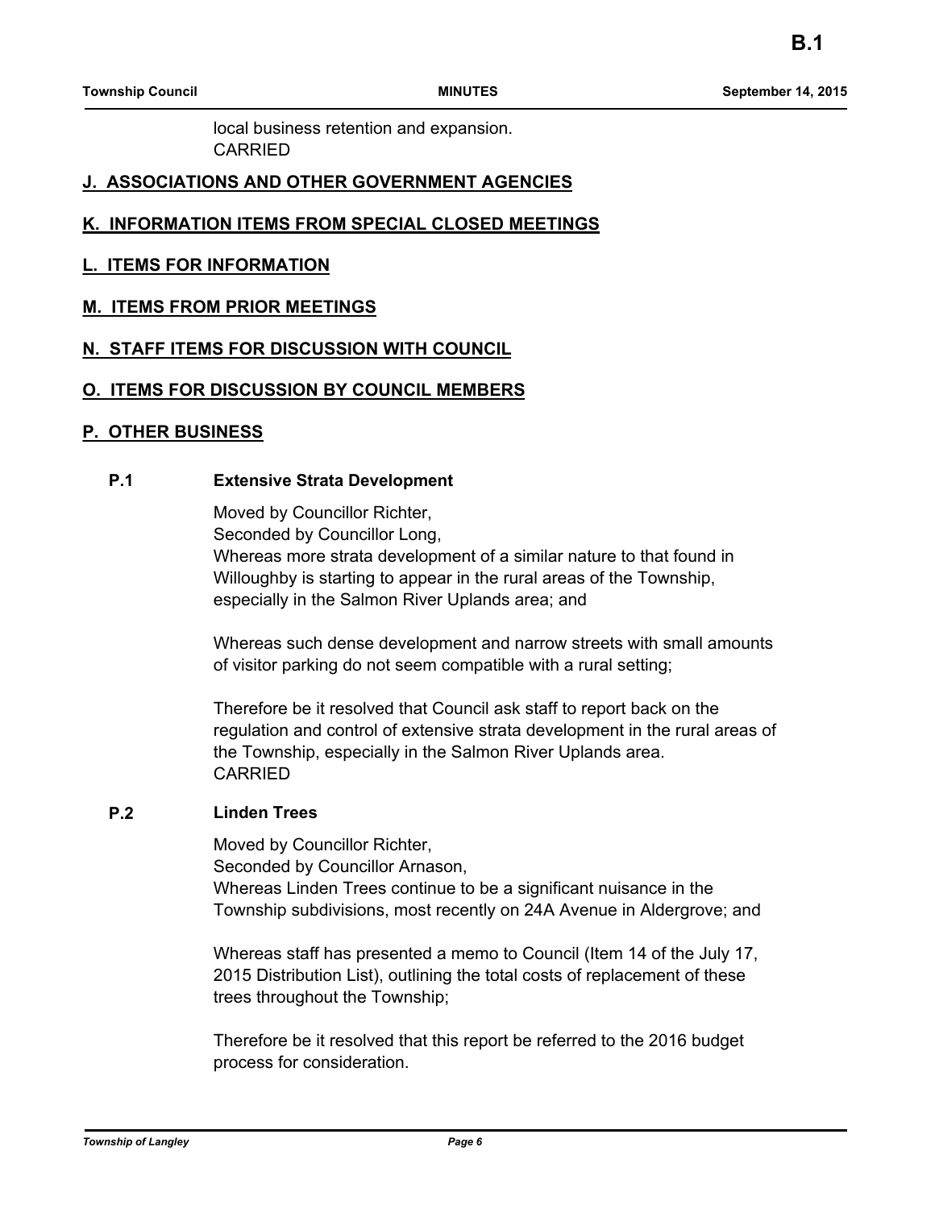local business retention and expansion.
CARRIED

## J. ASSOCIATIONS AND OTHER GOVERNMENT AGENCIES

## K. INFORMATION ITEMS FROM SPECIAL CLOSED MEETINGS

## L. ITEMS FOR INFORMATION

## M. ITEMS FROM PRIOR MEETINGS

## N. STAFF ITEMS FOR DISCUSSION WITH COUNCIL

## O. ITEMS FOR DISCUSSION BY COUNCIL MEMBERS

## P. OTHER BUSINESS

### P.1 Extensive Strata Development

Moved by Councillor Richter,
Seconded by Councillor Long,
Whereas more strata development of a similar nature to that found in Willoughby is starting to appear in the rural areas of the Township, especially in the Salmon River Uplands area; and

Whereas such dense development and narrow streets with small amounts of visitor parking do not seem compatible with a rural setting;

Therefore be it resolved that Council ask staff to report back on the regulation and control of extensive strata development in the rural areas of the Township, especially in the Salmon River Uplands area.
CARRIED

### P.2 Linden Trees

Moved by Councillor Richter,
Seconded by Councillor Arnason,
Whereas Linden Trees continue to be a significant nuisance in the Township subdivisions, most recently on 24A Avenue in Aldergrove; and

Whereas staff has presented a memo to Council (Item 14 of the July 17, 2015 Distribution List), outlining the total costs of replacement of these trees throughout the Township;

Therefore be it resolved that this report be referred to the 2016 budget process for consideration.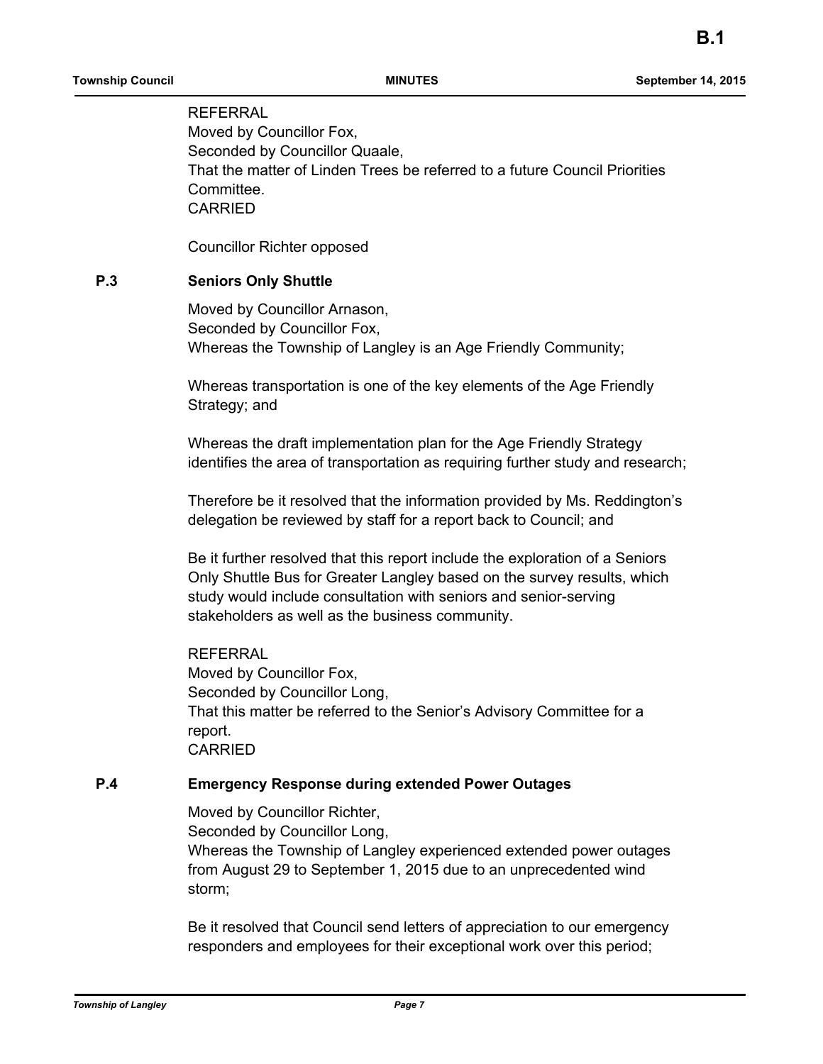REFERRAL
Moved by Councillor Fox,
Seconded by Councillor Quaale,
That the matter of Linden Trees be referred to a future Council Priorities Committee.
CARRIED

Councillor Richter opposed

### P.3 Seniors Only Shuttle

Moved by Councillor Arnason,
Seconded by Councillor Fox,
Whereas the Township of Langley is an Age Friendly Community;

Whereas transportation is one of the key elements of the Age Friendly Strategy; and

Whereas the draft implementation plan for the Age Friendly Strategy identifies the area of transportation as requiring further study and research;

Therefore be it resolved that the information provided by Ms. Reddington's delegation be reviewed by staff for a report back to Council; and

Be it further resolved that this report include the exploration of a Seniors Only Shuttle Bus for Greater Langley based on the survey results, which study would include consultation with seniors and senior-serving stakeholders as well as the business community.

REFERRAL
Moved by Councillor Fox,
Seconded by Councillor Long,
That this matter be referred to the Senior's Advisory Committee for a report.
CARRIED

### P.4 Emergency Response during extended Power Outages

Moved by Councillor Richter,
Seconded by Councillor Long,
Whereas the Township of Langley experienced extended power outages from August 29 to September 1, 2015 due to an unprecedented wind storm;

Be it resolved that Council send letters of appreciation to our emergency responders and employees for their exceptional work over this period;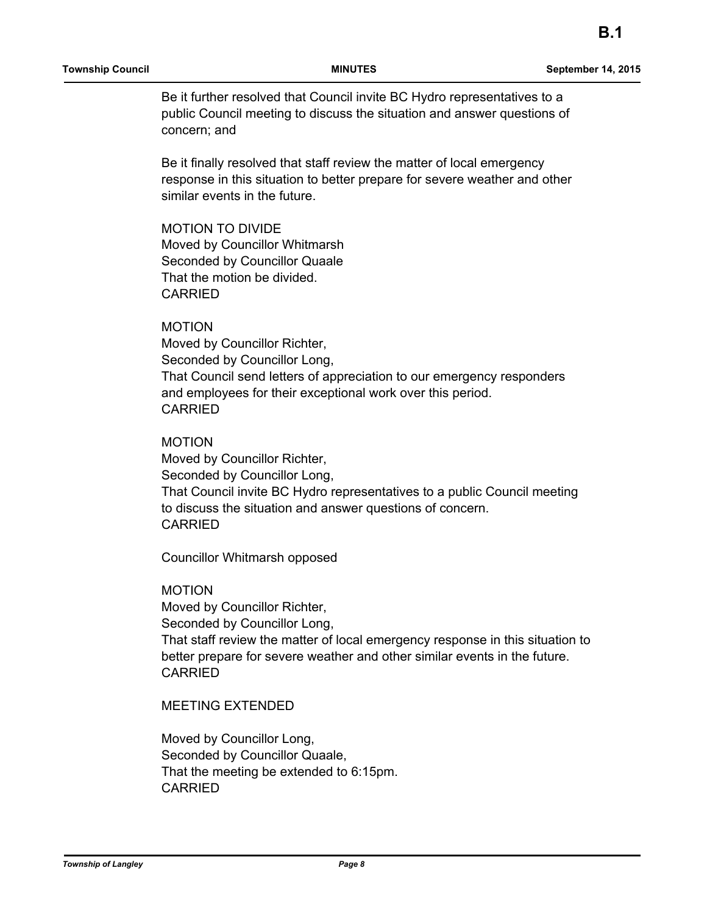Be it further resolved that Council invite BC Hydro representatives to a public Council meeting to discuss the situation and answer questions of concern; and

Be it finally resolved that staff review the matter of local emergency response in this situation to better prepare for severe weather and other similar events in the future.

MOTION TO DIVIDE
Moved by Councillor Whitmarsh
Seconded by Councillor Quaale
That the motion be divided.
CARRIED

MOTION
Moved by Councillor Richter,
Seconded by Councillor Long,
That Council send letters of appreciation to our emergency responders and employees for their exceptional work over this period.
CARRIED

MOTION
Moved by Councillor Richter,
Seconded by Councillor Long,
That Council invite BC Hydro representatives to a public Council meeting to discuss the situation and answer questions of concern.
CARRIED

Councillor Whitmarsh opposed

MOTION
Moved by Councillor Richter,
Seconded by Councillor Long,
That staff review the matter of local emergency response in this situation to better prepare for severe weather and other similar events in the future.
CARRIED

MEETING EXTENDED

Moved by Councillor Long,
Seconded by Councillor Quaale,
That the meeting be extended to 6:15pm.
CARRIED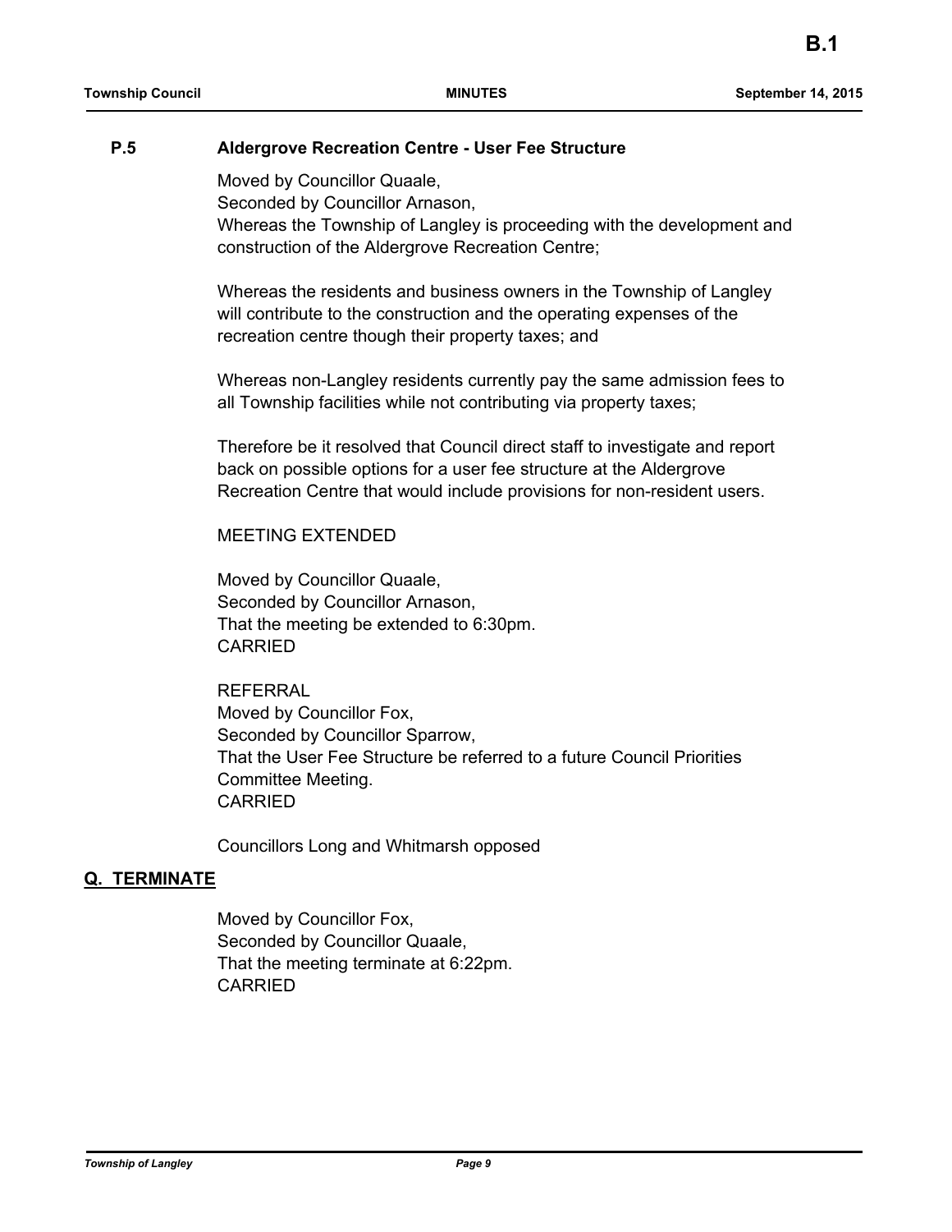### P.5 Aldergrove Recreation Centre - User Fee Structure

Moved by Councillor Quaale,
Seconded by Councillor Arnason,
Whereas the Township of Langley is proceeding with the development and construction of the Aldergrove Recreation Centre;

Whereas the residents and business owners in the Township of Langley will contribute to the construction and the operating expenses of the recreation centre though their property taxes; and

Whereas non-Langley residents currently pay the same admission fees to all Township facilities while not contributing via property taxes;

Therefore be it resolved that Council direct staff to investigate and report back on possible options for a user fee structure at the Aldergrove Recreation Centre that would include provisions for non-resident users.

MEETING EXTENDED

Moved by Councillor Quaale,
Seconded by Councillor Arnason,
That the meeting be extended to 6:30pm.
CARRIED

REFERRAL
Moved by Councillor Fox,
Seconded by Councillor Sparrow,
That the User Fee Structure be referred to a future Council Priorities Committee Meeting.
CARRIED

Councillors Long and Whitmarsh opposed

## Q. TERMINATE

Moved by Councillor Fox,
Seconded by Councillor Quaale,
That the meeting terminate at 6:22pm.
CARRIED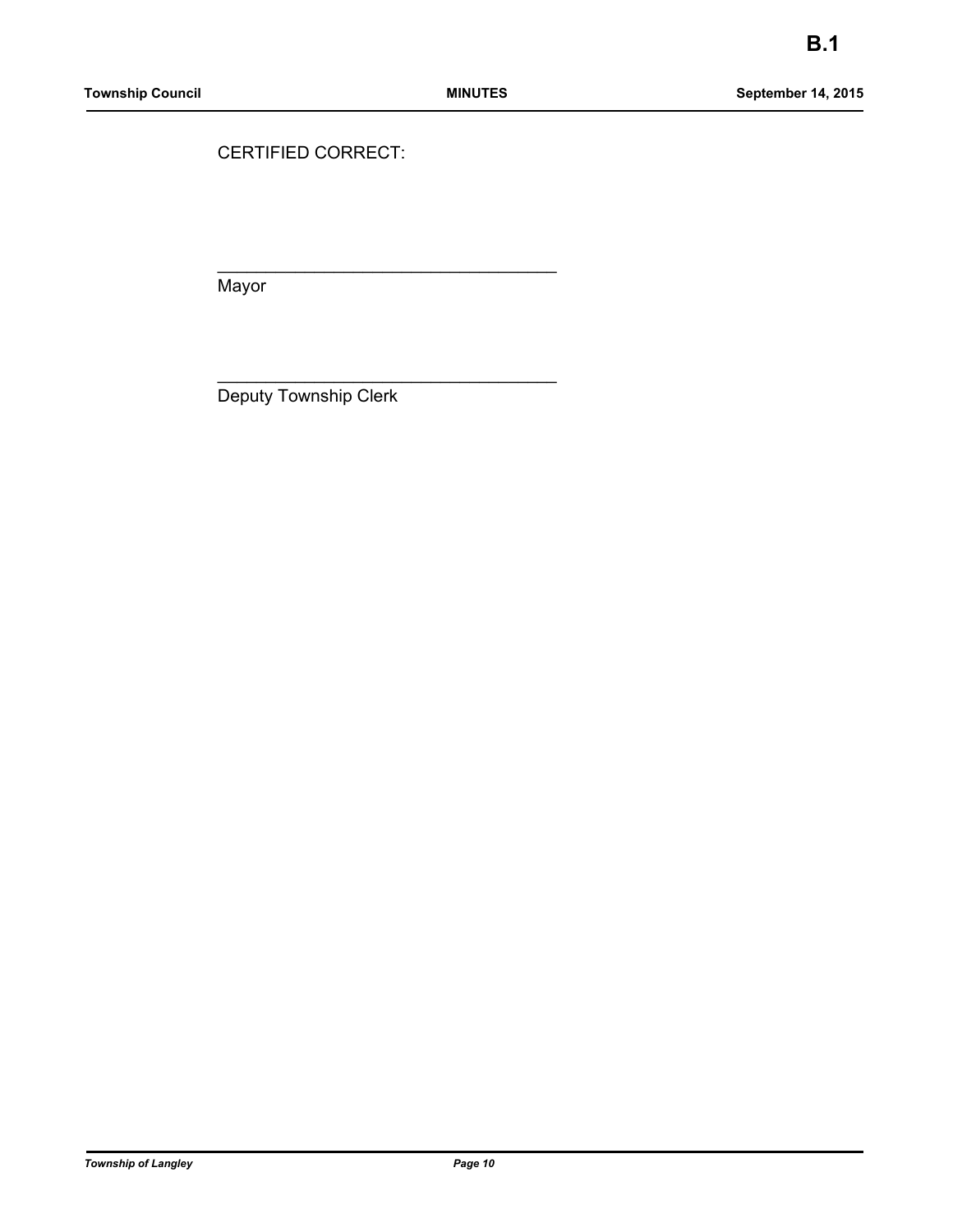CERTIFIED CORRECT:

\_\_\_\_\_\_\_\_\_\_\_\_\_\_\_\_\_\_\_\_\_\_\_\_\_\_\_\_\_\_\_\_\_\_\_\_

Mayor

\_\_\_\_\_\_\_\_\_\_\_\_\_\_\_\_\_\_\_\_\_\_\_\_\_\_\_\_\_\_\_\_\_\_\_\_

Deputy Township Clerk